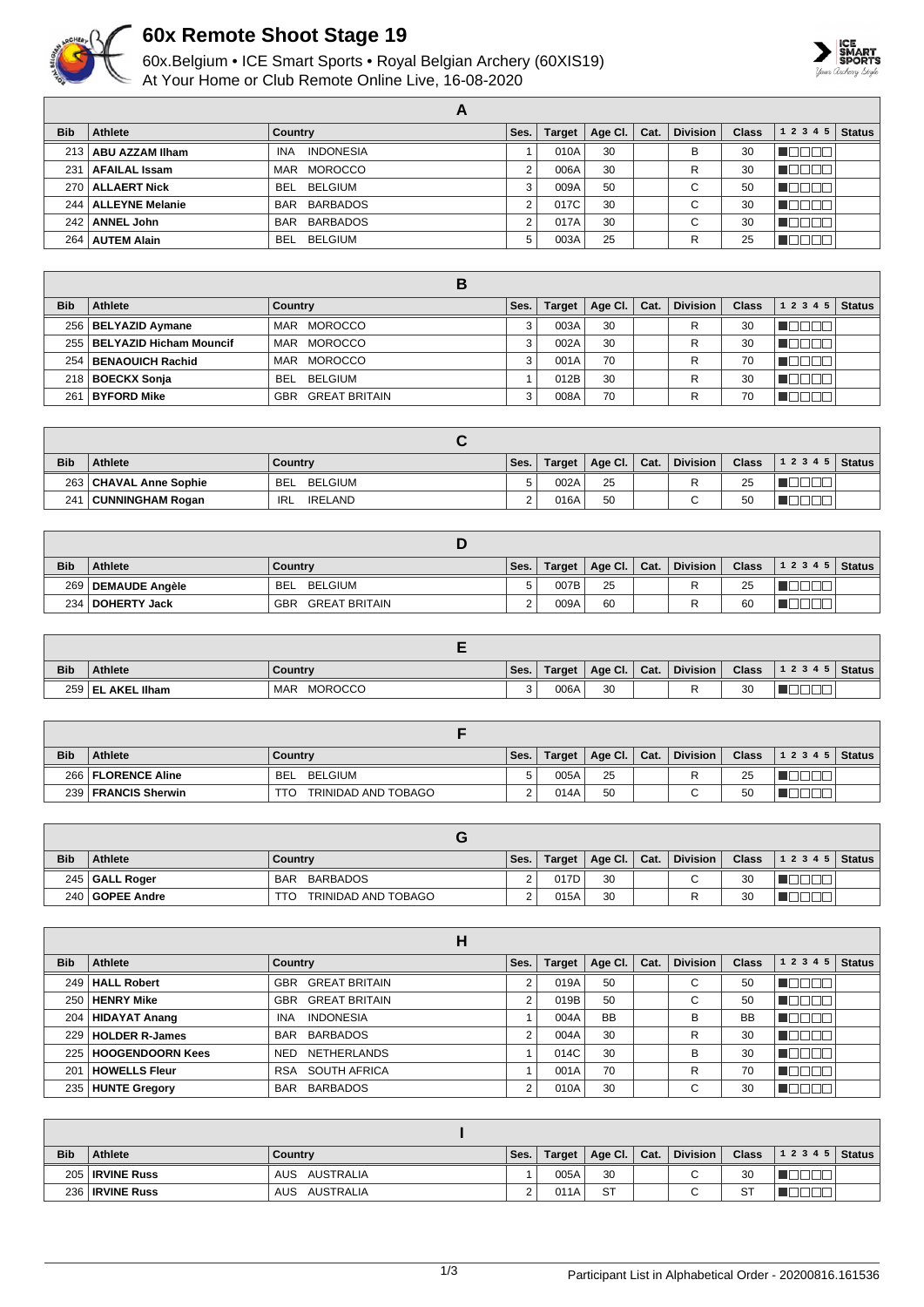# 60x Remote Shoot Stage 19

60x.Belgium • ICE Smart Sports • Royal Belgian Archery (60XIS19)
At Your Home or Club Remote Online Live, 16-08-2020

## A

| Bib | Athlete | Country | Ses. | Target | Age Cl. | Cat. | Division | Class | 1 2 3 4 5 | Status |
|---|---|---|---|---|---|---|---|---|---|---|
| 213 | **ABU AZZAM Ilham** | INA INDONESIA | 1 | 010A | 30 | | B | 30 | | |
| 231 | **AFAILAL Issam** | MAR MOROCCO | 2 | 006A | 30 | | R | 30 | | |
| 270 | **ALLAERT Nick** | BEL BELGIUM | 3 | 009A | 50 | | C | 50 | | |
| 244 | **ALLEYNE Melanie** | BAR BARBADOS | 2 | 017C | 30 | | C | 30 | | |
| 242 | **ANNEL John** | BAR BARBADOS | 2 | 017A | 30 | | C | 30 | | |
| 264 | **AUTEM Alain** | BEL BELGIUM | 5 | 003A | 25 | | R | 25 | | |

## B

| Bib | Athlete | Country | Ses. | Target | Age Cl. | Cat. | Division | Class | 1 2 3 4 5 | Status |
|---|---|---|---|---|---|---|---|---|---|---|
| 256 | **BELYAZID Aymane** | MAR MOROCCO | 3 | 003A | 30 | | R | 30 | | |
| 255 | **BELYAZID Hicham Mouncif** | MAR MOROCCO | 3 | 002A | 30 | | R | 30 | | |
| 254 | **BENAOUICH Rachid** | MAR MOROCCO | 3 | 001A | 70 | | R | 70 | | |
| 218 | **BOECKX Sonja** | BEL BELGIUM | 1 | 012B | 30 | | R | 30 | | |
| 261 | **BYFORD Mike** | GBR GREAT BRITAIN | 3 | 008A | 70 | | R | 70 | | |

## C

| Bib | Athlete | Country | Ses. | Target | Age Cl. | Cat. | Division | Class | 1 2 3 4 5 | Status |
|---|---|---|---|---|---|---|---|---|---|---|
| 263 | **CHAVAL Anne Sophie** | BEL BELGIUM | 5 | 002A | 25 | | R | 25 | | |
| 241 | **CUNNINGHAM Rogan** | IRL IRELAND | 2 | 016A | 50 | | C | 50 | | |

## D

| Bib | Athlete | Country | Ses. | Target | Age Cl. | Cat. | Division | Class | 1 2 3 4 5 | Status |
|---|---|---|---|---|---|---|---|---|---|---|
| 269 | **DEMAUDE Angèle** | BEL BELGIUM | 5 | 007B | 25 | | R | 25 | | |
| 234 | **DOHERTY Jack** | GBR GREAT BRITAIN | 2 | 009A | 60 | | R | 60 | | |

## E

| Bib | Athlete | Country | Ses. | Target | Age Cl. | Cat. | Division | Class | 1 2 3 4 5 | Status |
|---|---|---|---|---|---|---|---|---|---|---|
| 259 | **EL AKEL Ilham** | MAR MOROCCO | 3 | 006A | 30 | | R | 30 | | |

## F

| Bib | Athlete | Country | Ses. | Target | Age Cl. | Cat. | Division | Class | 1 2 3 4 5 | Status |
|---|---|---|---|---|---|---|---|---|---|---|
| 266 | **FLORENCE Aline** | BEL BELGIUM | 5 | 005A | 25 | | R | 25 | | |
| 239 | **FRANCIS Sherwin** | TTO TRINIDAD AND TOBAGO | 2 | 014A | 50 | | C | 50 | | |

## G

| Bib | Athlete | Country | Ses. | Target | Age Cl. | Cat. | Division | Class | 1 2 3 4 5 | Status |
|---|---|---|---|---|---|---|---|---|---|---|
| 245 | **GALL Roger** | BAR BARBADOS | 2 | 017D | 30 | | C | 30 | | |
| 240 | **GOPEE Andre** | TTO TRINIDAD AND TOBAGO | 2 | 015A | 30 | | R | 30 | | |

## H

| Bib | Athlete | Country | Ses. | Target | Age Cl. | Cat. | Division | Class | 1 2 3 4 5 | Status |
|---|---|---|---|---|---|---|---|---|---|---|
| 249 | **HALL Robert** | GBR GREAT BRITAIN | 2 | 019A | 50 | | C | 50 | | |
| 250 | **HENRY Mike** | GBR GREAT BRITAIN | 2 | 019B | 50 | | C | 50 | | |
| 204 | **HIDAYAT Anang** | INA INDONESIA | 1 | 004A | BB | | B | BB | | |
| 229 | **HOLDER R-James** | BAR BARBADOS | 2 | 004A | 30 | | R | 30 | | |
| 225 | **HOOGENDOORN Kees** | NED NETHERLANDS | 1 | 014C | 30 | | B | 30 | | |
| 201 | **HOWELLS Fleur** | RSA SOUTH AFRICA | 1 | 001A | 70 | | R | 70 | | |
| 235 | **HUNTE Gregory** | BAR BARBADOS | 2 | 010A | 30 | | C | 30 | | |

## I

| Bib | Athlete | Country | Ses. | Target | Age Cl. | Cat. | Division | Class | 1 2 3 4 5 | Status |
|---|---|---|---|---|---|---|---|---|---|---|
| 205 | **IRVINE Russ** | AUS AUSTRALIA | 1 | 005A | 30 | | C | 30 | | |
| 236 | **IRVINE Russ** | AUS AUSTRALIA | 2 | 011A | ST | | C | ST | | |

Participant List in Alphabetical Order - 20200816.161536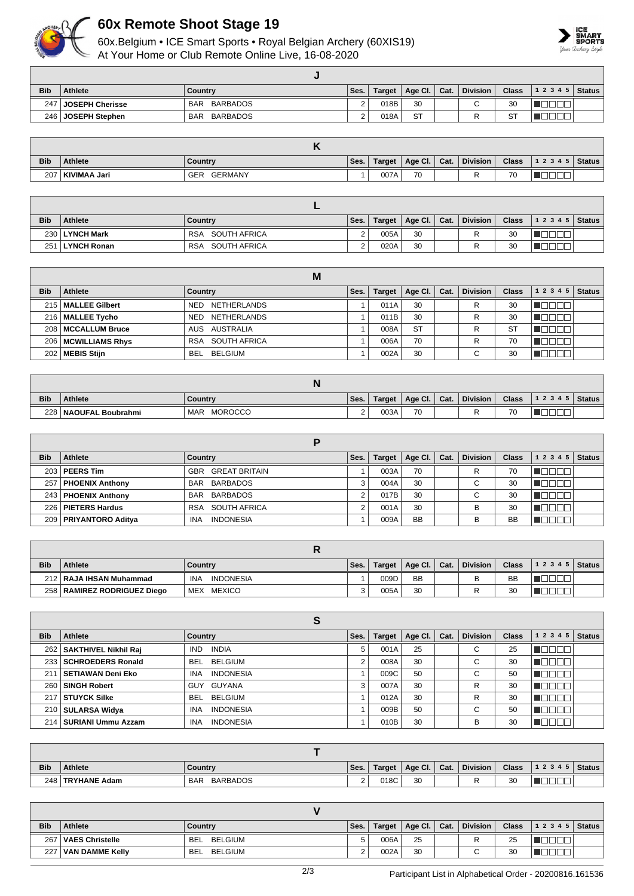# 60x Remote Shoot Stage 19

60x.Belgium • ICE Smart Sports • Royal Belgian Archery (60XIS19)
At Your Home or Club Remote Online Live, 16-08-2020

## J

| Bib | Athlete | Country | Ses. | Target | Age Cl. | Cat. | Division | Class | 1 2 3 4 5 | Status |
|---|---|---|---|---|---|---|---|---|---|---|
| 247 | **JOSEPH Cherisse** | BAR BARBADOS | 2 | 018B | 30 | | C | 30 | | |
| 246 | **JOSEPH Stephen** | BAR BARBADOS | 2 | 018A | ST | | R | ST | | |

## K

| Bib | Athlete | Country | Ses. | Target | Age Cl. | Cat. | Division | Class | 1 2 3 4 5 | Status |
|---|---|---|---|---|---|---|---|---|---|---|
| 207 | **KIVIMAA Jari** | GER GERMANY | 1 | 007A | 70 | | R | 70 | | |

## L

| Bib | Athlete | Country | Ses. | Target | Age Cl. | Cat. | Division | Class | 1 2 3 4 5 | Status |
|---|---|---|---|---|---|---|---|---|---|---|
| 230 | **LYNCH Mark** | RSA SOUTH AFRICA | 2 | 005A | 30 | | R | 30 | | |
| 251 | **LYNCH Ronan** | RSA SOUTH AFRICA | 2 | 020A | 30 | | R | 30 | | |

## M

| Bib | Athlete | Country | Ses. | Target | Age Cl. | Cat. | Division | Class | 1 2 3 4 5 | Status |
|---|---|---|---|---|---|---|---|---|---|---|
| 215 | **MALLEE Gilbert** | NED NETHERLANDS | 1 | 011A | 30 | | R | 30 | | |
| 216 | **MALLEE Tycho** | NED NETHERLANDS | 1 | 011B | 30 | | R | 30 | | |
| 208 | **MCCALLUM Bruce** | AUS AUSTRALIA | 1 | 008A | ST | | R | ST | | |
| 206 | **MCWILLIAMS Rhys** | RSA SOUTH AFRICA | 1 | 006A | 70 | | R | 70 | | |
| 202 | **MEBIS Stijn** | BEL BELGIUM | 1 | 002A | 30 | | C | 30 | | |

## N

| Bib | Athlete | Country | Ses. | Target | Age Cl. | Cat. | Division | Class | 1 2 3 4 5 | Status |
|---|---|---|---|---|---|---|---|---|---|---|
| 228 | **NAOUFAL Boubrahmi** | MAR MOROCCO | 2 | 003A | 70 | | R | 70 | | |

## P

| Bib | Athlete | Country | Ses. | Target | Age Cl. | Cat. | Division | Class | 1 2 3 4 5 | Status |
|---|---|---|---|---|---|---|---|---|---|---|
| 203 | **PEERS Tim** | GBR GREAT BRITAIN | 1 | 003A | 70 | | R | 70 | | |
| 257 | **PHOENIX Anthony** | BAR BARBADOS | 3 | 004A | 30 | | C | 30 | | |
| 243 | **PHOENIX Anthony** | BAR BARBADOS | 2 | 017B | 30 | | C | 30 | | |
| 226 | **PIETERS Hardus** | RSA SOUTH AFRICA | 2 | 001A | 30 | | B | 30 | | |
| 209 | **PRIYANTORO Aditya** | INA INDONESIA | 1 | 009A | BB | | B | BB | | |

## R

| Bib | Athlete | Country | Ses. | Target | Age Cl. | Cat. | Division | Class | 1 2 3 4 5 | Status |
|---|---|---|---|---|---|---|---|---|---|---|
| 212 | **RAJA IHSAN Muhammad** | INA INDONESIA | 1 | 009D | BB | | B | BB | | |
| 258 | **RAMIREZ RODRIGUEZ Diego** | MEX MEXICO | 3 | 005A | 30 | | R | 30 | | |

## S

| Bib | Athlete | Country | Ses. | Target | Age Cl. | Cat. | Division | Class | 1 2 3 4 5 | Status |
|---|---|---|---|---|---|---|---|---|---|---|
| 262 | **SAKTHIVEL Nikhil Raj** | IND INDIA | 5 | 001A | 25 | | C | 25 | | |
| 233 | **SCHROEDERS Ronald** | BEL BELGIUM | 2 | 008A | 30 | | C | 30 | | |
| 211 | **SETIAWAN Deni Eko** | INA INDONESIA | 1 | 009C | 50 | | C | 50 | | |
| 260 | **SINGH Robert** | GUY GUYANA | 3 | 007A | 30 | | R | 30 | | |
| 217 | **STUYCK Silke** | BEL BELGIUM | 1 | 012A | 30 | | R | 30 | | |
| 210 | **SULARSA Widya** | INA INDONESIA | 1 | 009B | 50 | | C | 50 | | |
| 214 | **SURIANI Ummu Azzam** | INA INDONESIA | 1 | 010B | 30 | | B | 30 | | |

## T

| Bib | Athlete | Country | Ses. | Target | Age Cl. | Cat. | Division | Class | 1 2 3 4 5 | Status |
|---|---|---|---|---|---|---|---|---|---|---|
| 248 | **TRYHANE Adam** | BAR BARBADOS | 2 | 018C | 30 | | R | 30 | | |

## V

| Bib | Athlete | Country | Ses. | Target | Age Cl. | Cat. | Division | Class | 1 2 3 4 5 | Status |
|---|---|---|---|---|---|---|---|---|---|---|
| 267 | **VAES Christelle** | BEL BELGIUM | 5 | 006A | 25 | | R | 25 | | |
| 227 | **VAN DAMME Kelly** | BEL BELGIUM | 2 | 002A | 30 | | C | 30 | | |

Participant List in Alphabetical Order - 20200816.161536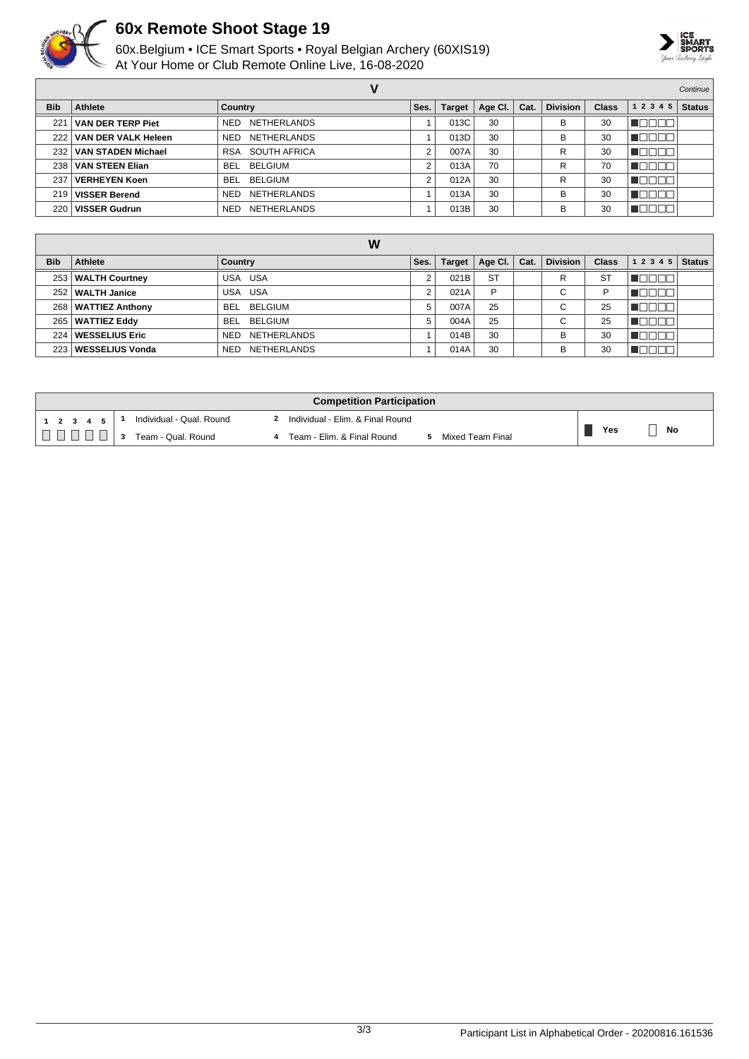# 60x Remote Shoot Stage 19

60x.Belgium • ICE Smart Sports • Royal Belgian Archery (60XIS19)
At Your Home or Club Remote Online Live, 16-08-2020

## V

*Continue*

| Bib | Athlete | Country | Ses. | Target | Age Cl. | Cat. | Division | Class | 1 2 3 4 5 | Status |
|---|---|---|---|---|---|---|---|---|---|---|
| 221 | **VAN DER TERP Piet** | NED NETHERLANDS | 1 | 013C | 30 | | B | 30 | ■□□□□ | |
| 222 | **VAN DER VALK Heleen** | NED NETHERLANDS | 1 | 013D | 30 | | B | 30 | ■□□□□ | |
| 232 | **VAN STADEN Michael** | RSA SOUTH AFRICA | 2 | 007A | 30 | | R | 30 | ■□□□□ | |
| 238 | **VAN STEEN Elian** | BEL BELGIUM | 2 | 013A | 70 | | R | 70 | ■□□□□ | |
| 237 | **VERHEYEN Koen** | BEL BELGIUM | 2 | 012A | 30 | | R | 30 | ■□□□□ | |
| 219 | **VISSER Berend** | NED NETHERLANDS | 1 | 013A | 30 | | B | 30 | ■□□□□ | |
| 220 | **VISSER Gudrun** | NED NETHERLANDS | 1 | 013B | 30 | | B | 30 | ■□□□□ | |

## W

| Bib | Athlete | Country | Ses. | Target | Age Cl. | Cat. | Division | Class | 1 2 3 4 5 | Status |
|---|---|---|---|---|---|---|---|---|---|---|
| 253 | **WALTH Courtney** | USA USA | 2 | 021B | ST | | R | ST | ■□□□□ | |
| 252 | **WALTH Janice** | USA USA | 2 | 021A | P | | C | P | ■□□□□ | |
| 268 | **WATTIEZ Anthony** | BEL BELGIUM | 5 | 007A | 25 | | C | 25 | ■□□□□ | |
| 265 | **WATTIEZ Eddy** | BEL BELGIUM | 5 | 004A | 25 | | C | 25 | ■□□□□ | |
| 224 | **WESSELIUS Eric** | NED NETHERLANDS | 1 | 014B | 30 | | B | 30 | ■□□□□ | |
| 223 | **WESSELIUS Vonda** | NED NETHERLANDS | 1 | 014A | 30 | | B | 30 | ■□□□□ | |

## Competition Participation

| 1 2 3 4 5 | | | | |
|---|---|---|---|---|
| □□□□□ | 1 Individual - Qual. Round | 2 Individual - Elim. & Final Round | | ■ Yes □ No |
| | 3 Team - Qual. Round | 4 Team - Elim. & Final Round | 5 Mixed Team Final | |

Participant List in Alphabetical Order - 20200816.161536